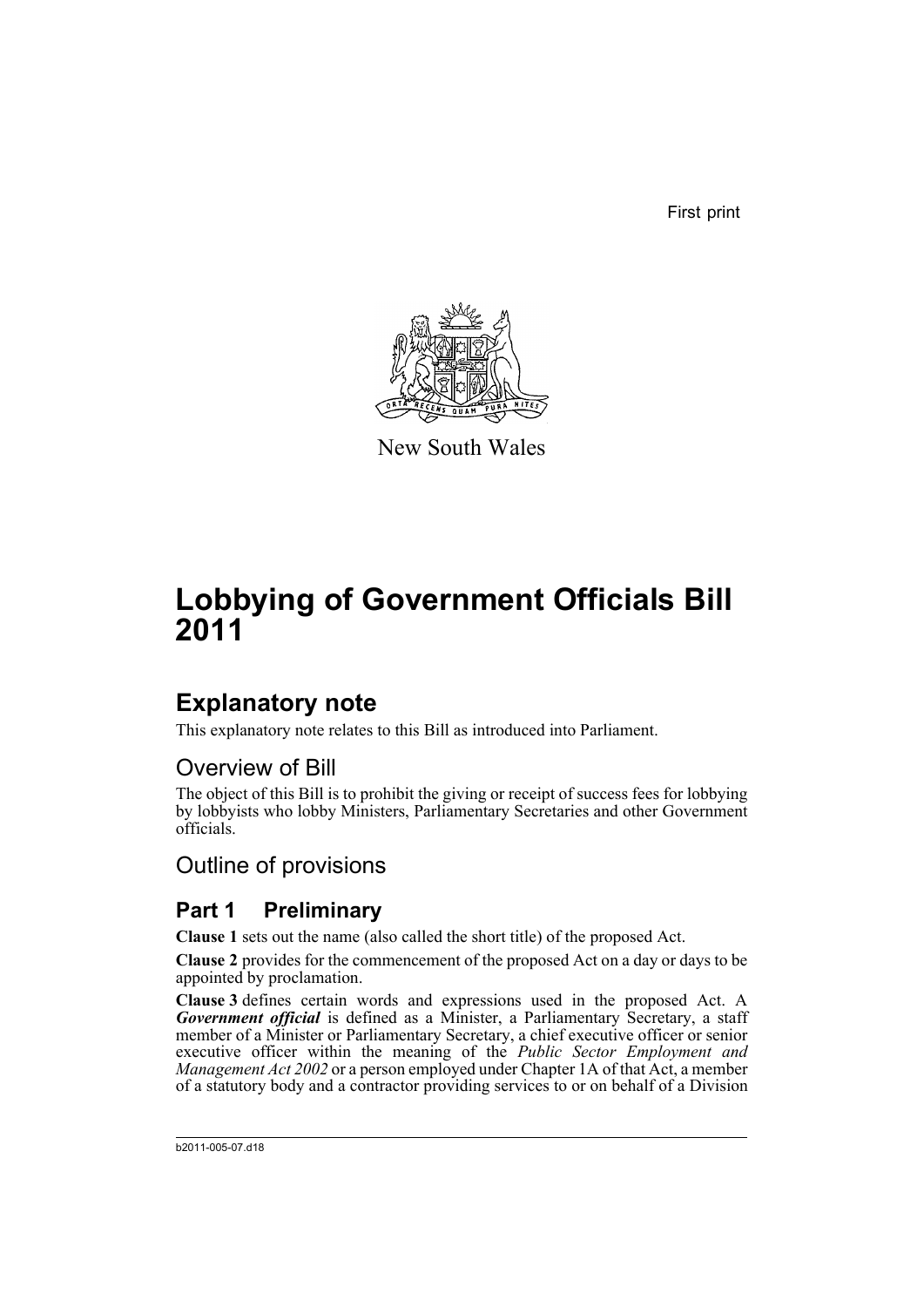First print

New South Wales

# Lobbying of Government Officials Bill 2011

## Explanatory note

This explanatory note relates to this Bill as introduced into Parliament.

### Overview of Bill

The object of this Bill is to prohibit the giving or receipt of success fees for lobbying by lobbyists who lobby Ministers, Parliamentary Secretaries and other Government officials.

### Outline of provisions

### Part 1 Preliminary

**Clause 1** sets out the name (also called the short title) of the proposed Act.

**Clause 2** provides for the commencement of the proposed Act on a day or days to be appointed by proclamation.

**Clause 3** defines certain words and expressions used in the proposed Act. A ***Government official*** is defined as a Minister, a Parliamentary Secretary, a staff member of a Minister or Parliamentary Secretary, a chief executive officer or senior executive officer within the meaning of the *Public Sector Employment and Management Act 2002* or a person employed under Chapter 1A of that Act, a member of a statutory body and a contractor providing services to or on behalf of a Division

b2011-005-07.d18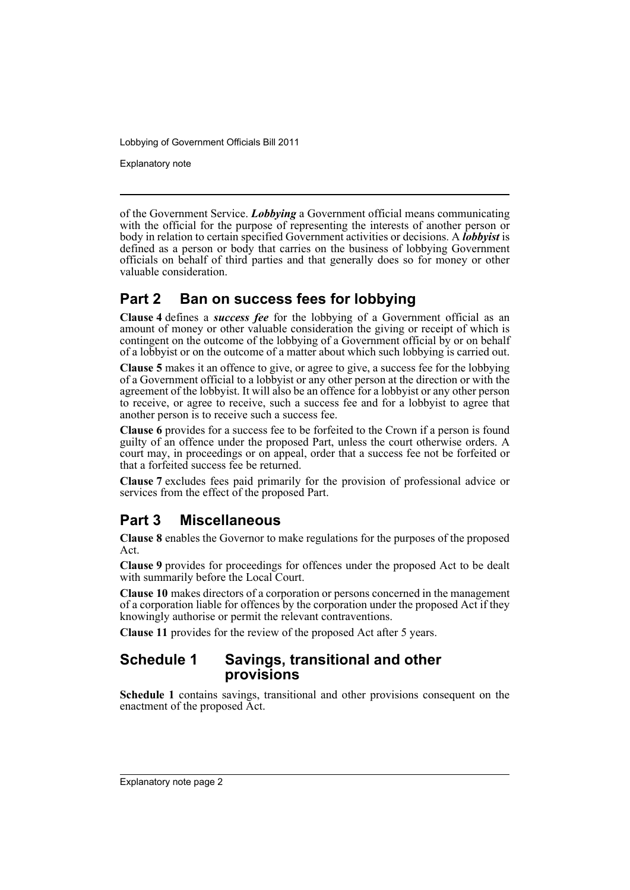of the Government Service. ***Lobbying*** a Government official means communicating with the official for the purpose of representing the interests of another person or body in relation to certain specified Government activities or decisions. A ***lobbyist*** is defined as a person or body that carries on the business of lobbying Government officials on behalf of third parties and that generally does so for money or other valuable consideration.

## Part 2 Ban on success fees for lobbying

**Clause 4** defines a ***success fee*** for the lobbying of a Government official as an amount of money or other valuable consideration the giving or receipt of which is contingent on the outcome of the lobbying of a Government official by or on behalf of a lobbyist or on the outcome of a matter about which such lobbying is carried out.

**Clause 5** makes it an offence to give, or agree to give, a success fee for the lobbying of a Government official to a lobbyist or any other person at the direction or with the agreement of the lobbyist. It will also be an offence for a lobbyist or any other person to receive, or agree to receive, such a success fee and for a lobbyist to agree that another person is to receive such a success fee.

**Clause 6** provides for a success fee to be forfeited to the Crown if a person is found guilty of an offence under the proposed Part, unless the court otherwise orders. A court may, in proceedings or on appeal, order that a success fee not be forfeited or that a forfeited success fee be returned.

**Clause 7** excludes fees paid primarily for the provision of professional advice or services from the effect of the proposed Part.

## Part 3 Miscellaneous

**Clause 8** enables the Governor to make regulations for the purposes of the proposed Act.

**Clause 9** provides for proceedings for offences under the proposed Act to be dealt with summarily before the Local Court.

**Clause 10** makes directors of a corporation or persons concerned in the management of a corporation liable for offences by the corporation under the proposed Act if they knowingly authorise or permit the relevant contraventions.

**Clause 11** provides for the review of the proposed Act after 5 years.

## Schedule 1 Savings, transitional and other provisions

**Schedule 1** contains savings, transitional and other provisions consequent on the enactment of the proposed Act.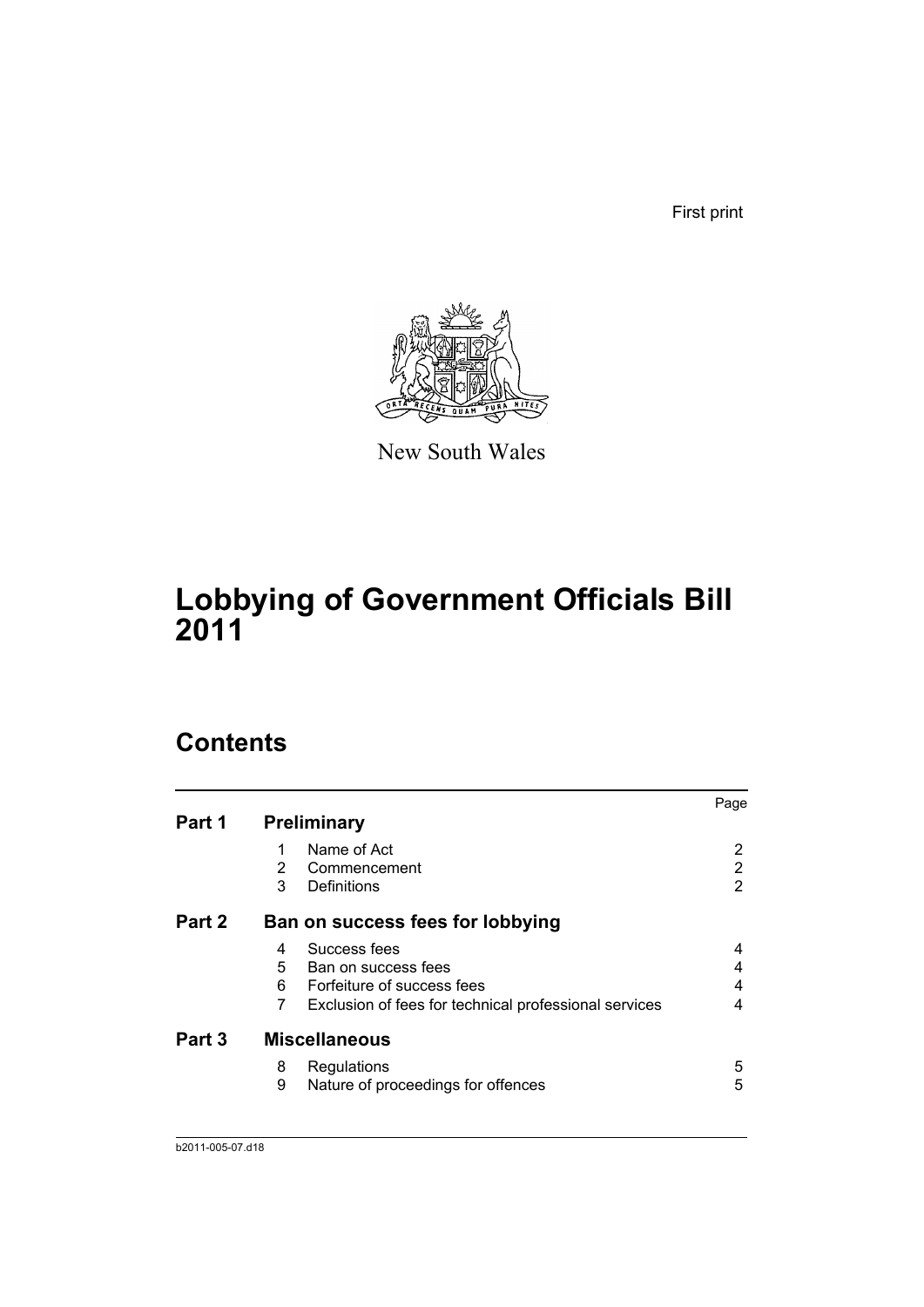First print

New South Wales

# Lobbying of Government Officials Bill 2011

## Contents

| | | | Page |
|---|---|---|---|
| **Part 1** | **Preliminary** | | |
| | 1 | Name of Act | 2 |
| | 2 | Commencement | 2 |
| | 3 | Definitions | 2 |
| **Part 2** | **Ban on success fees for lobbying** | | |
| | 4 | Success fees | 4 |
| | 5 | Ban on success fees | 4 |
| | 6 | Forfeiture of success fees | 4 |
| | 7 | Exclusion of fees for technical professional services | 4 |
| **Part 3** | **Miscellaneous** | | |
| | 8 | Regulations | 5 |
| | 9 | Nature of proceedings for offences | 5 |

b2011-005-07.d18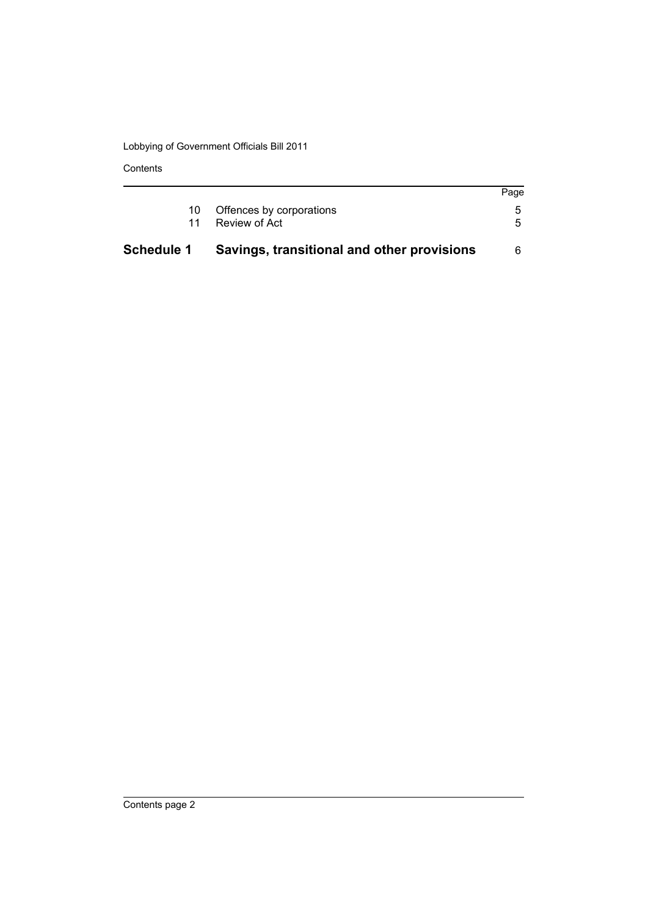| | | Page |
|---|---|---|
| 10 | Offences by corporations | 5 |
| 11 | Review of Act | 5 |
| **Schedule 1** | **Savings, transitional and other provisions** | 6 |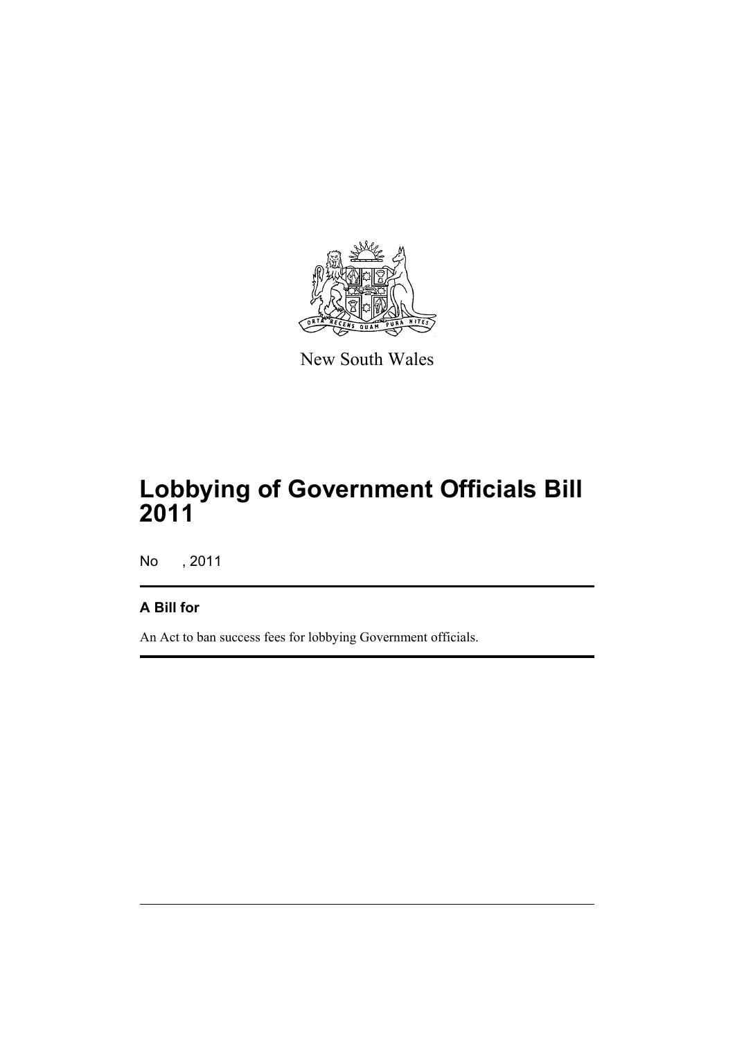New South Wales

# Lobbying of Government Officials Bill 2011

No , 2011

## A Bill for

An Act to ban success fees for lobbying Government officials.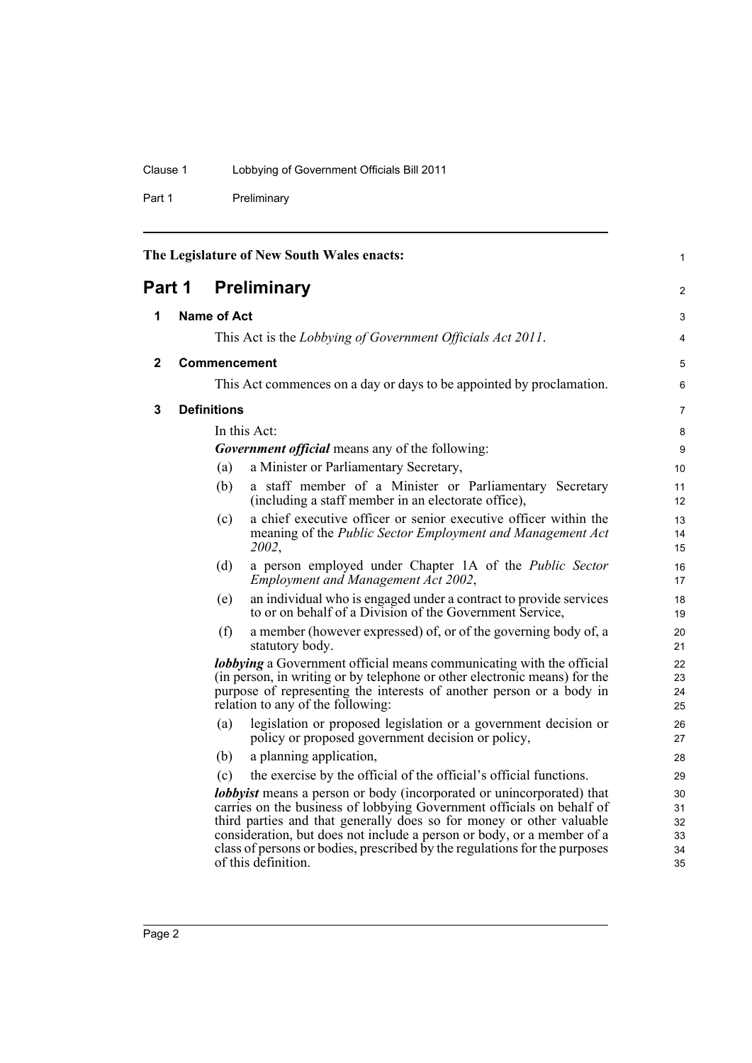The Legislature of New South Wales enacts:

# Part 1 Preliminary

## 1 Name of Act

This Act is the *Lobbying of Government Officials Act 2011*.

## 2 Commencement

This Act commences on a day or days to be appointed by proclamation.

## 3 Definitions

In this Act:

***Government official*** means any of the following:

(a) a Minister or Parliamentary Secretary,

(b) a staff member of a Minister or Parliamentary Secretary (including a staff member in an electorate office),

(c) a chief executive officer or senior executive officer within the meaning of the *Public Sector Employment and Management Act 2002*,

(d) a person employed under Chapter 1A of the *Public Sector Employment and Management Act 2002*,

(e) an individual who is engaged under a contract to provide services to or on behalf of a Division of the Government Service,

(f) a member (however expressed) of, or of the governing body of, a statutory body.

***lobbying*** a Government official means communicating with the official (in person, in writing or by telephone or other electronic means) for the purpose of representing the interests of another person or a body in relation to any of the following:

(a) legislation or proposed legislation or a government decision or policy or proposed government decision or policy,

(b) a planning application,

(c) the exercise by the official of the official's official functions.

***lobbyist*** means a person or body (incorporated or unincorporated) that carries on the business of lobbying Government officials on behalf of third parties and that generally does so for money or other valuable consideration, but does not include a person or body, or a member of a class of persons or bodies, prescribed by the regulations for the purposes of this definition.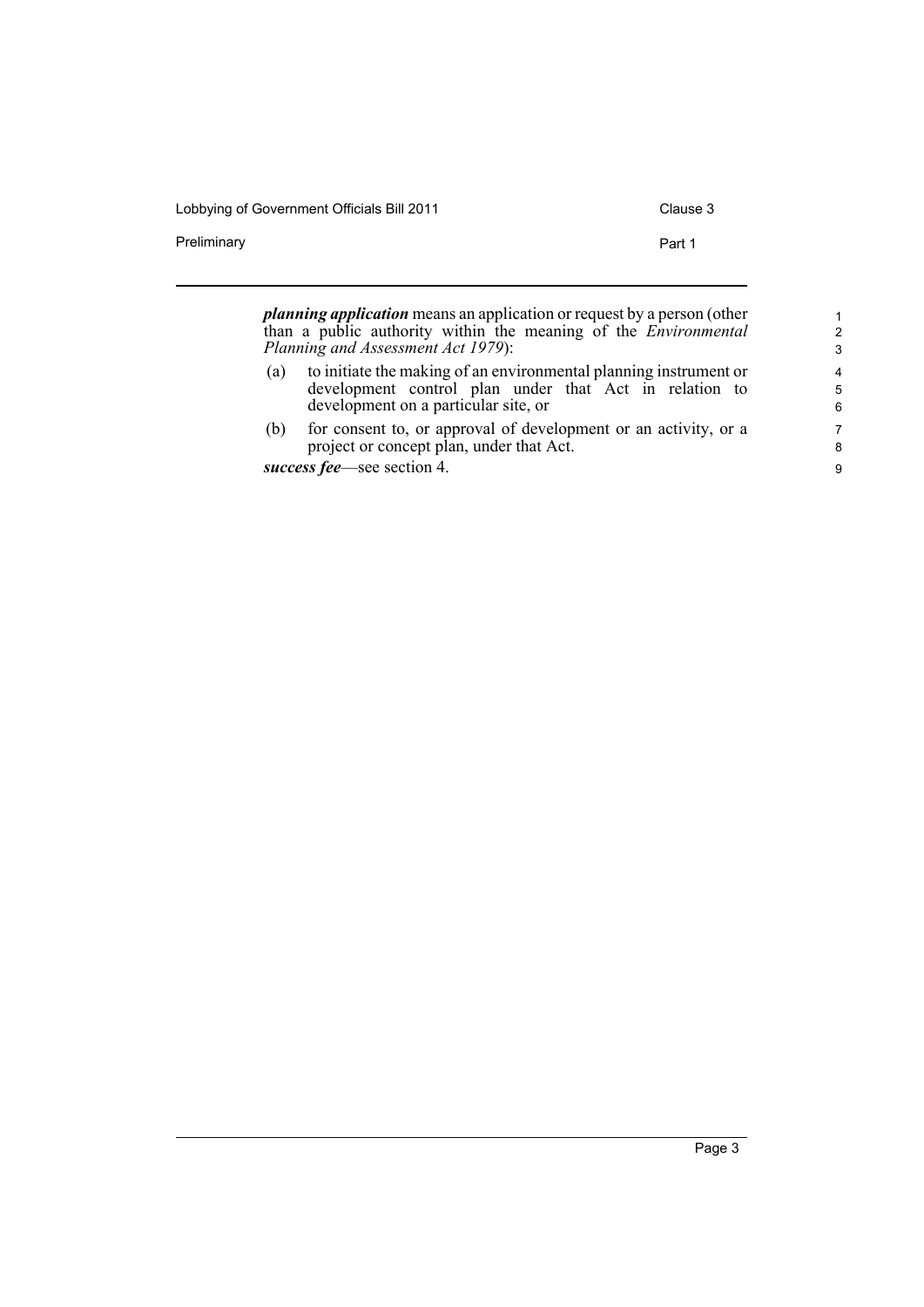***planning application*** means an application or request by a person (other than a public authority within the meaning of the *Environmental Planning and Assessment Act 1979*):

(a) to initiate the making of an environmental planning instrument or development control plan under that Act in relation to development on a particular site, or

(b) for consent to, or approval of development or an activity, or a project or concept plan, under that Act.

***success fee***—see section 4.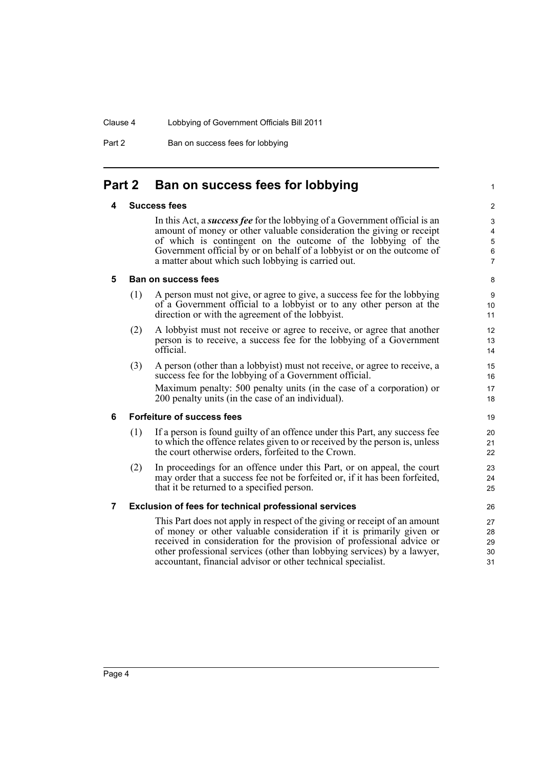# Part 2 Ban on success fees for lobbying

## 4 Success fees

In this Act, a ***success fee*** for the lobbying of a Government official is an amount of money or other valuable consideration the giving or receipt of which is contingent on the outcome of the lobbying of the Government official by or on behalf of a lobbyist or on the outcome of a matter about which such lobbying is carried out.

## 5 Ban on success fees

(1) A person must not give, or agree to give, a success fee for the lobbying of a Government official to a lobbyist or to any other person at the direction or with the agreement of the lobbyist.

(2) A lobbyist must not receive or agree to receive, or agree that another person is to receive, a success fee for the lobbying of a Government official.

(3) A person (other than a lobbyist) must not receive, or agree to receive, a success fee for the lobbying of a Government official.

Maximum penalty: 500 penalty units (in the case of a corporation) or 200 penalty units (in the case of an individual).

## 6 Forfeiture of success fees

(1) If a person is found guilty of an offence under this Part, any success fee to which the offence relates given to or received by the person is, unless the court otherwise orders, forfeited to the Crown.

(2) In proceedings for an offence under this Part, or on appeal, the court may order that a success fee not be forfeited or, if it has been forfeited, that it be returned to a specified person.

## 7 Exclusion of fees for technical professional services

This Part does not apply in respect of the giving or receipt of an amount of money or other valuable consideration if it is primarily given or received in consideration for the provision of professional advice or other professional services (other than lobbying services) by a lawyer, accountant, financial advisor or other technical specialist.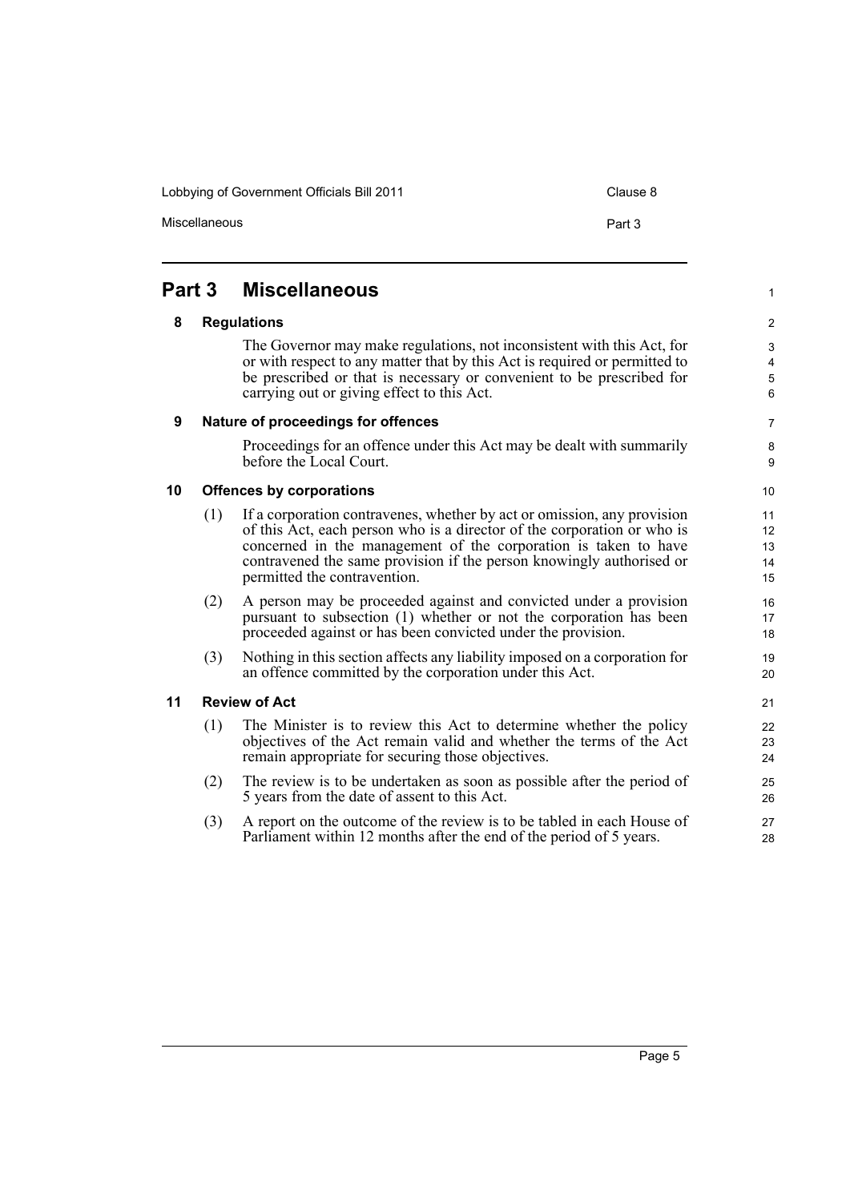## Part 3 Miscellaneous

### 8 Regulations

The Governor may make regulations, not inconsistent with this Act, for or with respect to any matter that by this Act is required or permitted to be prescribed or that is necessary or convenient to be prescribed for carrying out or giving effect to this Act.

### 9 Nature of proceedings for offences

Proceedings for an offence under this Act may be dealt with summarily before the Local Court.

### 10 Offences by corporations

(1) If a corporation contravenes, whether by act or omission, any provision of this Act, each person who is a director of the corporation or who is concerned in the management of the corporation is taken to have contravened the same provision if the person knowingly authorised or permitted the contravention.

(2) A person may be proceeded against and convicted under a provision pursuant to subsection (1) whether or not the corporation has been proceeded against or has been convicted under the provision.

(3) Nothing in this section affects any liability imposed on a corporation for an offence committed by the corporation under this Act.

### 11 Review of Act

(1) The Minister is to review this Act to determine whether the policy objectives of the Act remain valid and whether the terms of the Act remain appropriate for securing those objectives.

(2) The review is to be undertaken as soon as possible after the period of 5 years from the date of assent to this Act.

(3) A report on the outcome of the review is to be tabled in each House of Parliament within 12 months after the end of the period of 5 years.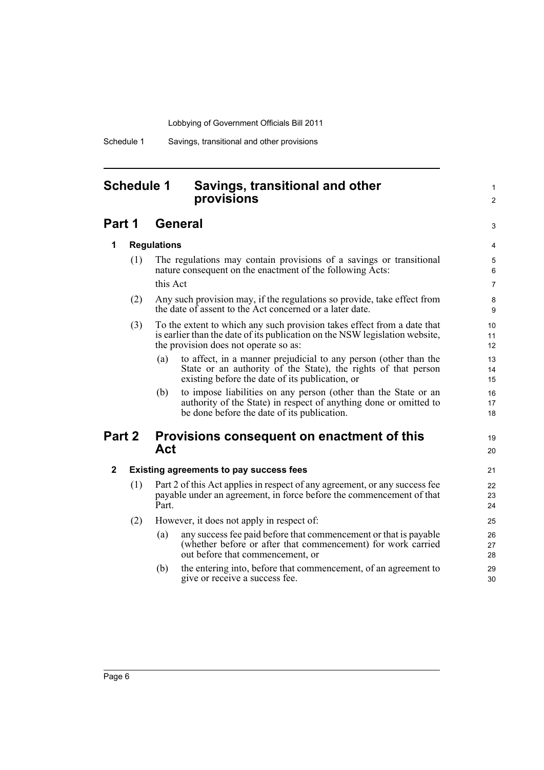# Schedule 1 Savings, transitional and other provisions

## Part 1 General

### 1 Regulations

(1) The regulations may contain provisions of a savings or transitional nature consequent on the enactment of the following Acts:

this Act

(2) Any such provision may, if the regulations so provide, take effect from the date of assent to the Act concerned or a later date.

(3) To the extent to which any such provision takes effect from a date that is earlier than the date of its publication on the NSW legislation website, the provision does not operate so as:

- (a) to affect, in a manner prejudicial to any person (other than the State or an authority of the State), the rights of that person existing before the date of its publication, or
- (b) to impose liabilities on any person (other than the State or an authority of the State) in respect of anything done or omitted to be done before the date of its publication.

## Part 2 Provisions consequent on enactment of this Act

### 2 Existing agreements to pay success fees

(1) Part 2 of this Act applies in respect of any agreement, or any success fee payable under an agreement, in force before the commencement of that Part.

(2) However, it does not apply in respect of:

- (a) any success fee paid before that commencement or that is payable (whether before or after that commencement) for work carried out before that commencement, or
- (b) the entering into, before that commencement, of an agreement to give or receive a success fee.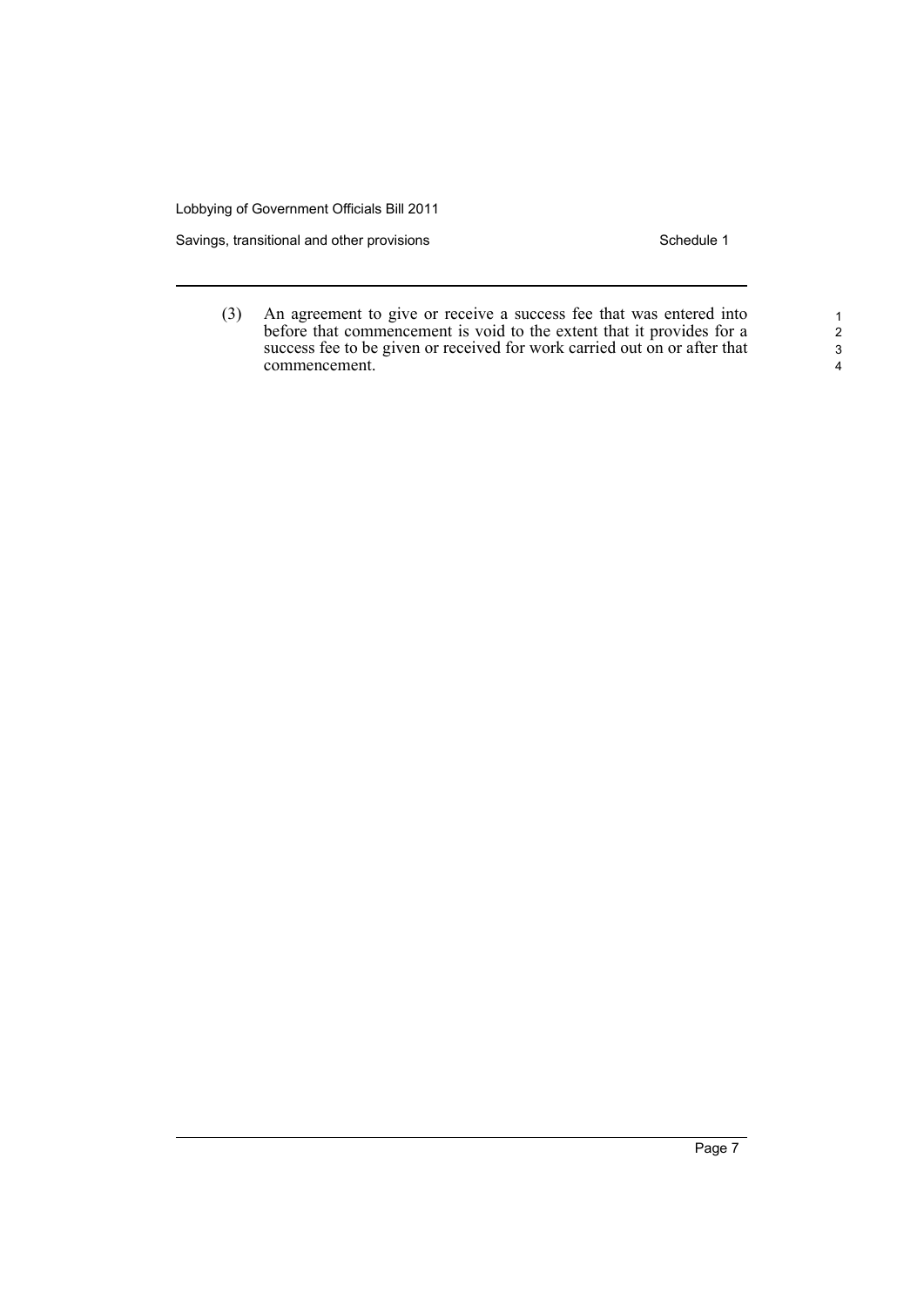(3) An agreement to give or receive a success fee that was entered into before that commencement is void to the extent that it provides for a success fee to be given or received for work carried out on or after that commencement.